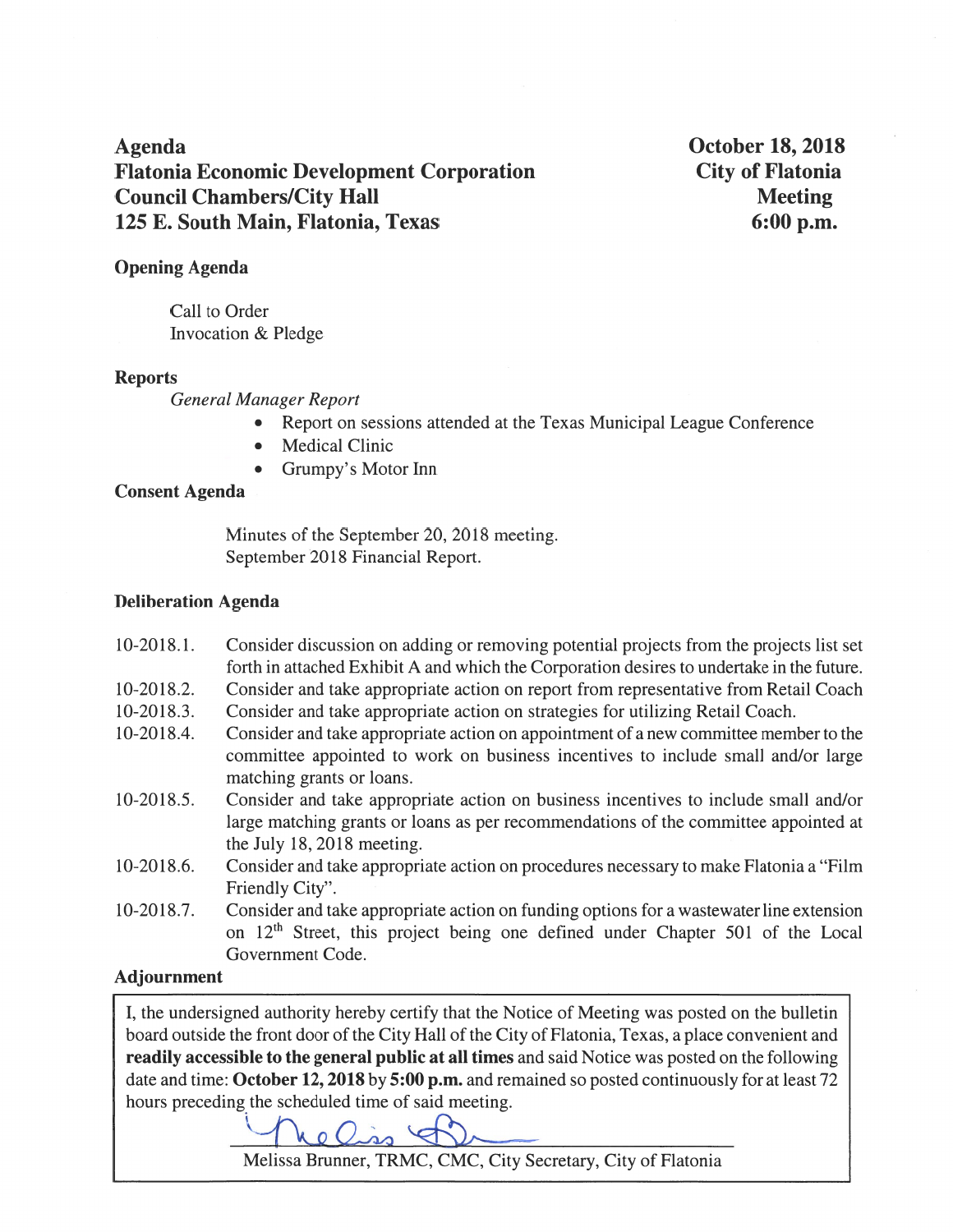**Agenda**
**Flatonia Economic Development Corporation**
**Council Chambers/City Hall**
**125 E. South Main, Flatonia, Texas**

**October 18, 2018**
**City of Flatonia**
**Meeting**
**6:00 p.m.**

### Opening Agenda

Call to Order
Invocation & Pledge

### Reports

*General Manager Report*

- Report on sessions attended at the Texas Municipal League Conference
- Medical Clinic
- Grumpy's Motor Inn

### Consent Agenda

Minutes of the September 20, 2018 meeting.
September 2018 Financial Report.

### Deliberation Agenda

10-2018.1. Consider discussion on adding or removing potential projects from the projects list set forth in attached Exhibit A and which the Corporation desires to undertake in the future.

10-2018.2. Consider and take appropriate action on report from representative from Retail Coach

10-2018.3. Consider and take appropriate action on strategies for utilizing Retail Coach.

10-2018.4. Consider and take appropriate action on appointment of a new committee member to the committee appointed to work on business incentives to include small and/or large matching grants or loans.

10-2018.5. Consider and take appropriate action on business incentives to include small and/or large matching grants or loans as per recommendations of the committee appointed at the July 18, 2018 meeting.

10-2018.6. Consider and take appropriate action on procedures necessary to make Flatonia a "Film Friendly City".

10-2018.7. Consider and take appropriate action on funding options for a wastewater line extension on 12th Street, this project being one defined under Chapter 501 of the Local Government Code.

### Adjournment

I, the undersigned authority hereby certify that the Notice of Meeting was posted on the bulletin board outside the front door of the City Hall of the City of Flatonia, Texas, a place convenient and **readily accessible to the general public at all times** and said Notice was posted on the following date and time: **October 12, 2018** by **5:00 p.m.** and remained so posted continuously for at least 72 hours preceding the scheduled time of said meeting.

Melissa Brunner, TRMC, CMC, City Secretary, City of Flatonia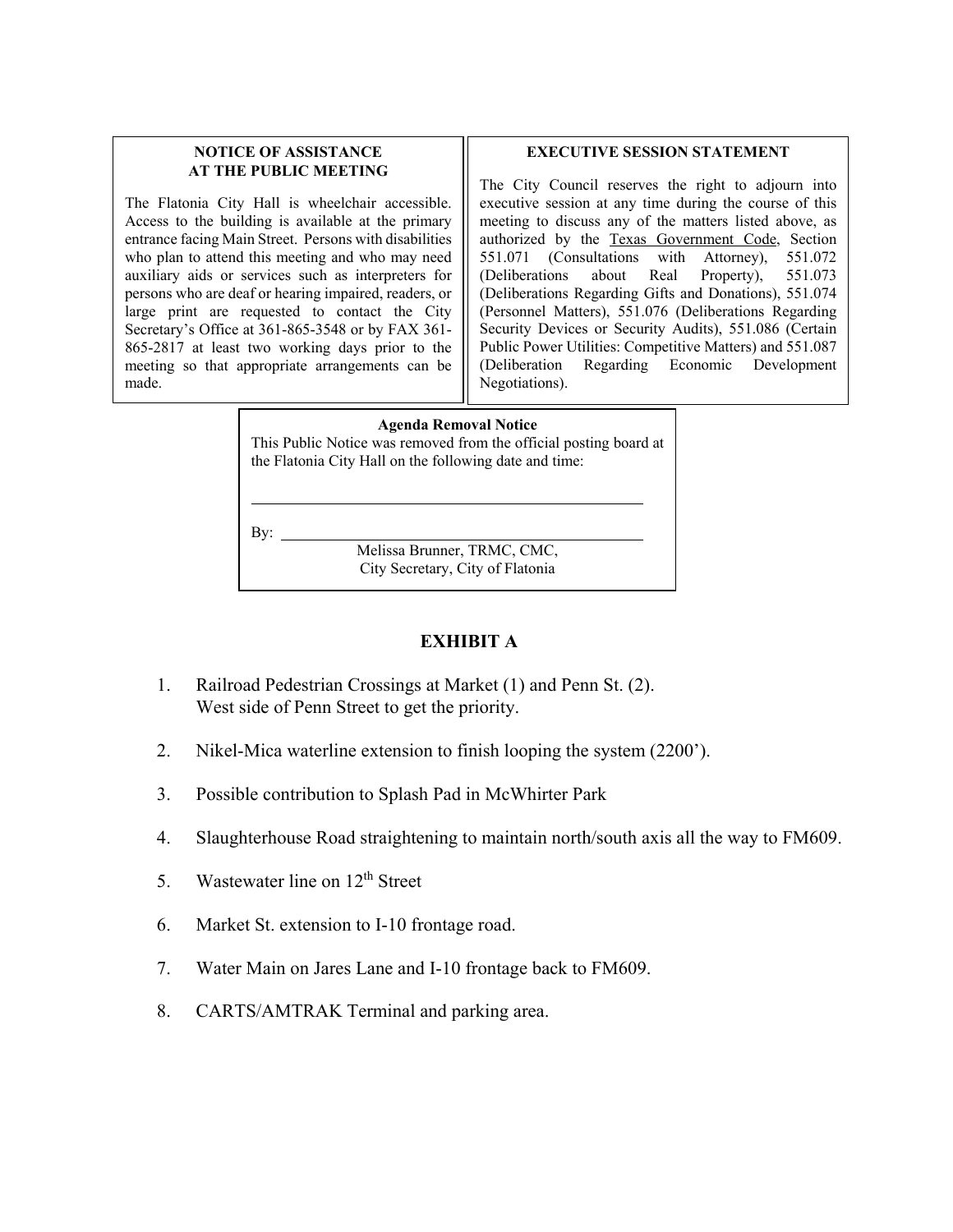**NOTICE OF ASSISTANCE AT THE PUBLIC MEETING**

The Flatonia City Hall is wheelchair accessible. Access to the building is available at the primary entrance facing Main Street. Persons with disabilities who plan to attend this meeting and who may need auxiliary aids or services such as interpreters for persons who are deaf or hearing impaired, readers, or large print are requested to contact the City Secretary's Office at 361-865-3548 or by FAX 361-865-2817 at least two working days prior to the meeting so that appropriate arrangements can be made.

**EXECUTIVE SESSION STATEMENT**

The City Council reserves the right to adjourn into executive session at any time during the course of this meeting to discuss any of the matters listed above, as authorized by the Texas Government Code, Section 551.071 (Consultations with Attorney), 551.072 (Deliberations about Real Property), 551.073 (Deliberations Regarding Gifts and Donations), 551.074 (Personnel Matters), 551.076 (Deliberations Regarding Security Devices or Security Audits), 551.086 (Certain Public Power Utilities: Competitive Matters) and 551.087 (Deliberation Regarding Economic Development Negotiations).

**Agenda Removal Notice**

This Public Notice was removed from the official posting board at the Flatonia City Hall on the following date and time:

\_\_\_\_\_\_\_\_\_\_\_\_\_\_\_\_\_\_\_\_\_\_\_\_\_\_\_\_\_\_\_\_\_\_\_\_\_\_\_\_

By: \_\_\_\_\_\_\_\_\_\_\_\_\_\_\_\_\_\_\_\_\_\_\_\_\_\_\_\_\_\_\_\_\_\_\_\_\_\_

Melissa Brunner, TRMC, CMC,
City Secretary, City of Flatonia

## EXHIBIT A

1. Railroad Pedestrian Crossings at Market (1) and Penn St. (2). West side of Penn Street to get the priority.
2. Nikel-Mica waterline extension to finish looping the system (2200').
3. Possible contribution to Splash Pad in McWhirter Park
4. Slaughterhouse Road straightening to maintain north/south axis all the way to FM609.
5. Wastewater line on 12th Street
6. Market St. extension to I-10 frontage road.
7. Water Main on Jares Lane and I-10 frontage back to FM609.
8. CARTS/AMTRAK Terminal and parking area.